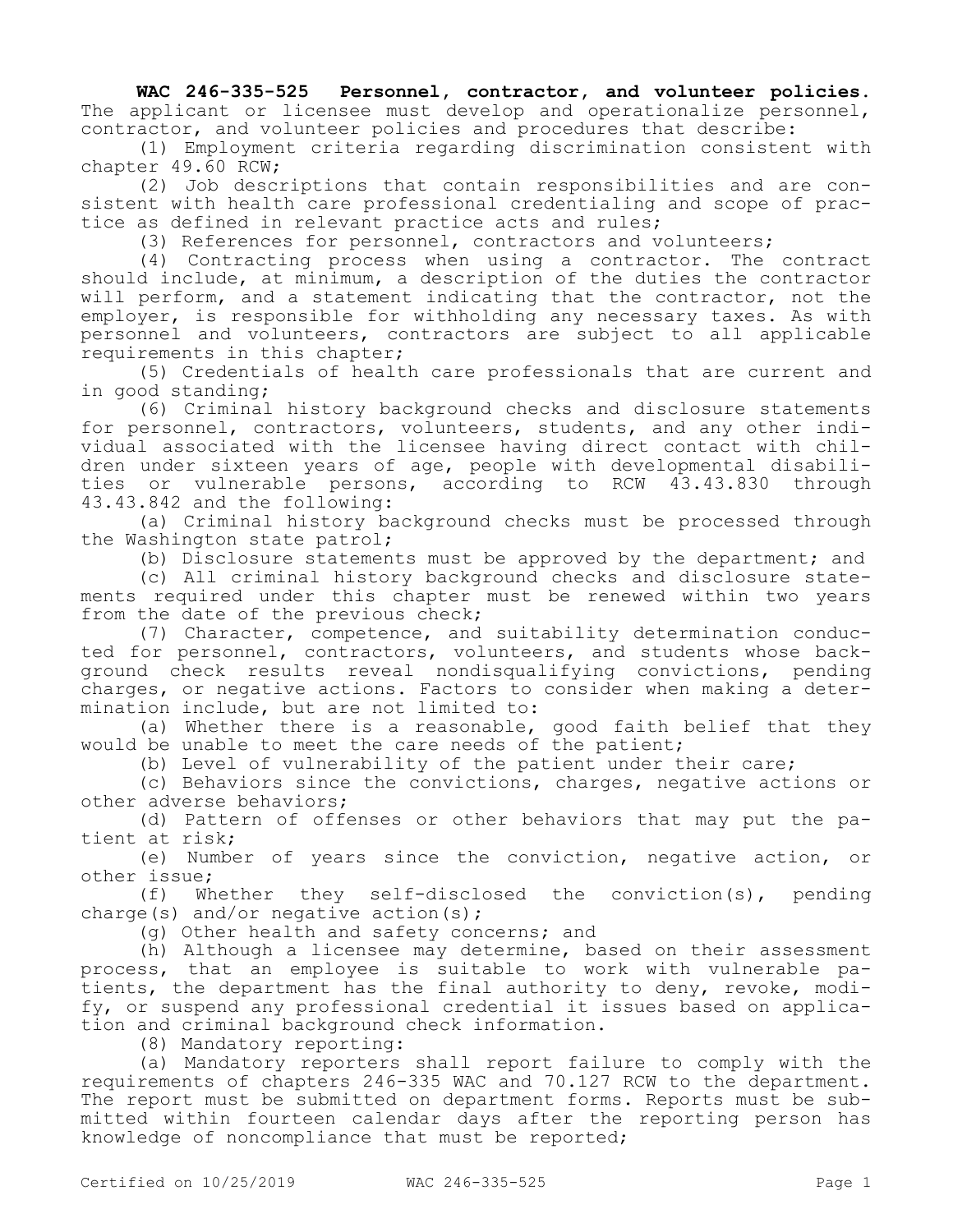**WAC 246-335-525 Personnel, contractor, and volunteer policies.** The applicant or licensee must develop and operationalize personnel, contractor, and volunteer policies and procedures that describe:

(1) Employment criteria regarding discrimination consistent with chapter 49.60 RCW;

(2) Job descriptions that contain responsibilities and are consistent with health care professional credentialing and scope of practice as defined in relevant practice acts and rules;

(3) References for personnel, contractors and volunteers;

(4) Contracting process when using a contractor. The contract should include, at minimum, a description of the duties the contractor will perform, and a statement indicating that the contractor, not the employer, is responsible for withholding any necessary taxes. As with personnel and volunteers, contractors are subject to all applicable requirements in this chapter;

(5) Credentials of health care professionals that are current and in good standing;

(6) Criminal history background checks and disclosure statements for personnel, contractors, volunteers, students, and any other individual associated with the licensee having direct contact with children under sixteen years of age, people with developmental disabilities or vulnerable persons, according to RCW 43.43.830 through 43.43.842 and the following:

(a) Criminal history background checks must be processed through the Washington state patrol;

(b) Disclosure statements must be approved by the department; and

(c) All criminal history background checks and disclosure statements required under this chapter must be renewed within two years from the date of the previous check;

(7) Character, competence, and suitability determination conducted for personnel, contractors, volunteers, and students whose background check results reveal nondisqualifying convictions, pending charges, or negative actions. Factors to consider when making a determination include, but are not limited to:

(a) Whether there is a reasonable, good faith belief that they would be unable to meet the care needs of the patient;

(b) Level of vulnerability of the patient under their care;

(c) Behaviors since the convictions, charges, negative actions or other adverse behaviors;

(d) Pattern of offenses or other behaviors that may put the patient at risk;

(e) Number of years since the conviction, negative action, or other issue;

(f) Whether they self-disclosed the conviction(s), pending charge(s) and/or negative action(s);

(g) Other health and safety concerns; and

(h) Although a licensee may determine, based on their assessment process, that an employee is suitable to work with vulnerable patients, the department has the final authority to deny, revoke, modify, or suspend any professional credential it issues based on application and criminal background check information.

(8) Mandatory reporting:

(a) Mandatory reporters shall report failure to comply with the requirements of chapters 246-335 WAC and 70.127 RCW to the department. The report must be submitted on department forms. Reports must be submitted within fourteen calendar days after the reporting person has knowledge of noncompliance that must be reported;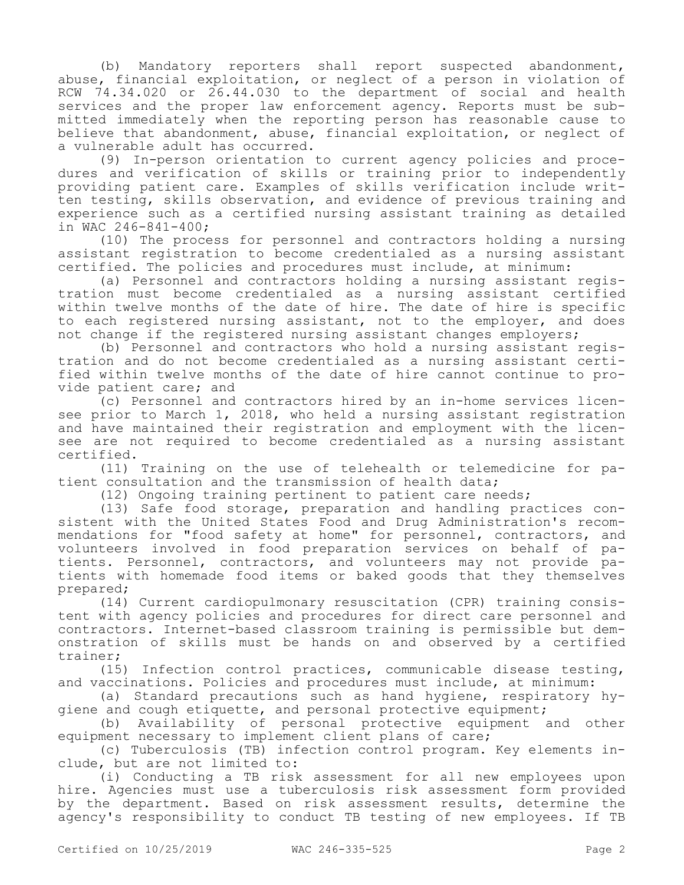(b) Mandatory reporters shall report suspected abandonment, abuse, financial exploitation, or neglect of a person in violation of RCW 74.34.020 or 26.44.030 to the department of social and health services and the proper law enforcement agency. Reports must be submitted immediately when the reporting person has reasonable cause to believe that abandonment, abuse, financial exploitation, or neglect of a vulnerable adult has occurred.

(9) In-person orientation to current agency policies and procedures and verification of skills or training prior to independently providing patient care. Examples of skills verification include written testing, skills observation, and evidence of previous training and experience such as a certified nursing assistant training as detailed in WAC 246-841-400;

(10) The process for personnel and contractors holding a nursing assistant registration to become credentialed as a nursing assistant certified. The policies and procedures must include, at minimum:

(a) Personnel and contractors holding a nursing assistant registration must become credentialed as a nursing assistant certified within twelve months of the date of hire. The date of hire is specific to each registered nursing assistant, not to the employer, and does not change if the registered nursing assistant changes employers;

(b) Personnel and contractors who hold a nursing assistant registration and do not become credentialed as a nursing assistant certified within twelve months of the date of hire cannot continue to provide patient care; and

(c) Personnel and contractors hired by an in-home services licensee prior to March 1, 2018, who held a nursing assistant registration and have maintained their registration and employment with the licensee are not required to become credentialed as a nursing assistant certified.

(11) Training on the use of telehealth or telemedicine for patient consultation and the transmission of health data;

(12) Ongoing training pertinent to patient care needs;

(13) Safe food storage, preparation and handling practices consistent with the United States Food and Drug Administration's recommendations for "food safety at home" for personnel, contractors, and volunteers involved in food preparation services on behalf of patients. Personnel, contractors, and volunteers may not provide patients with homemade food items or baked goods that they themselves prepared;

(14) Current cardiopulmonary resuscitation (CPR) training consistent with agency policies and procedures for direct care personnel and contractors. Internet-based classroom training is permissible but demonstration of skills must be hands on and observed by a certified trainer;

(15) Infection control practices, communicable disease testing, and vaccinations. Policies and procedures must include, at minimum:

(a) Standard precautions such as hand hygiene, respiratory hygiene and cough etiquette, and personal protective equipment;

(b) Availability of personal protective equipment and other equipment necessary to implement client plans of care;

(c) Tuberculosis (TB) infection control program. Key elements include, but are not limited to:

(i) Conducting a TB risk assessment for all new employees upon hire. Agencies must use a tuberculosis risk assessment form provided by the department. Based on risk assessment results, determine the agency's responsibility to conduct TB testing of new employees. If TB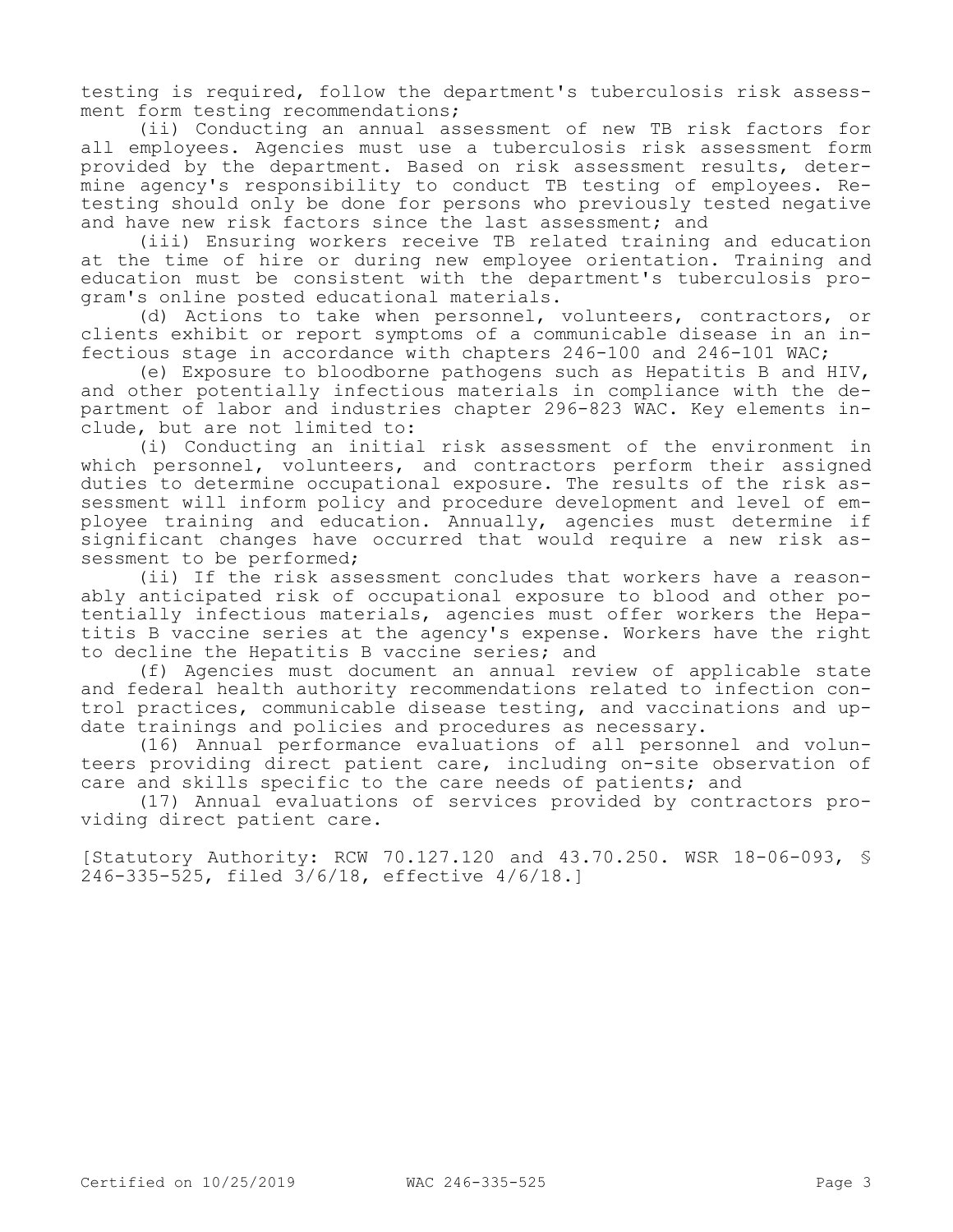testing is required, follow the department's tuberculosis risk assessment form testing recommendations;

(ii) Conducting an annual assessment of new TB risk factors for all employees. Agencies must use a tuberculosis risk assessment form provided by the department. Based on risk assessment results, determine agency's responsibility to conduct TB testing of employees. Retesting should only be done for persons who previously tested negative and have new risk factors since the last assessment; and

(iii) Ensuring workers receive TB related training and education at the time of hire or during new employee orientation. Training and education must be consistent with the department's tuberculosis program's online posted educational materials.

(d) Actions to take when personnel, volunteers, contractors, or clients exhibit or report symptoms of a communicable disease in an infectious stage in accordance with chapters 246-100 and 246-101 WAC;

(e) Exposure to bloodborne pathogens such as Hepatitis B and HIV, and other potentially infectious materials in compliance with the department of labor and industries chapter 296-823 WAC. Key elements include, but are not limited to:

(i) Conducting an initial risk assessment of the environment in which personnel, volunteers, and contractors perform their assigned duties to determine occupational exposure. The results of the risk assessment will inform policy and procedure development and level of employee training and education. Annually, agencies must determine if significant changes have occurred that would require a new risk assessment to be performed;

(ii) If the risk assessment concludes that workers have a reasonably anticipated risk of occupational exposure to blood and other potentially infectious materials, agencies must offer workers the Hepatitis B vaccine series at the agency's expense. Workers have the right to decline the Hepatitis B vaccine series; and

(f) Agencies must document an annual review of applicable state and federal health authority recommendations related to infection control practices, communicable disease testing, and vaccinations and update trainings and policies and procedures as necessary.

(16) Annual performance evaluations of all personnel and volunteers providing direct patient care, including on-site observation of care and skills specific to the care needs of patients; and

(17) Annual evaluations of services provided by contractors providing direct patient care.

[Statutory Authority: RCW 70.127.120 and 43.70.250. WSR 18-06-093, § 246-335-525, filed 3/6/18, effective 4/6/18.]